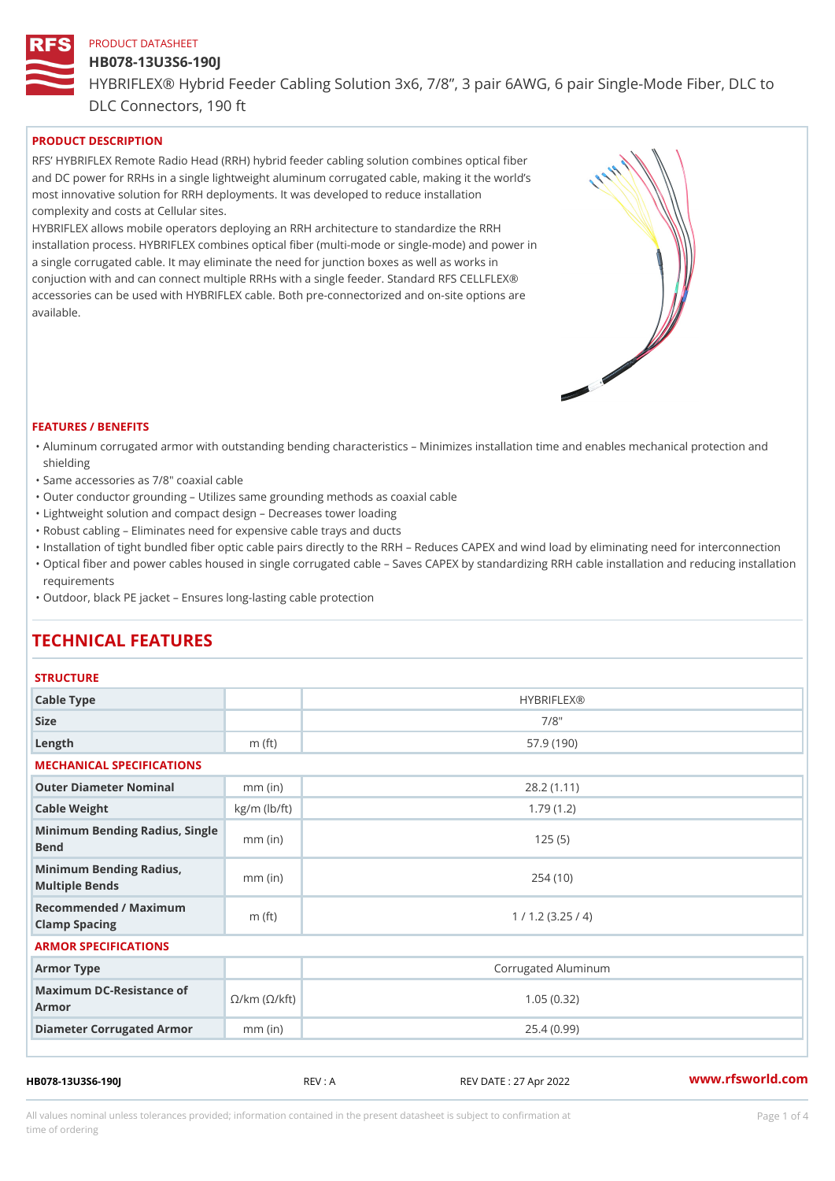PRODUCT DATASHEET

# HB078-13U3S6-190J

HYBRIFLEX® Hybrid Feeder Cabling Solution 3x6, 7/8”, 3 pair 6AWG, 6 pair Single-Mode Fiber, DLC to DLC Connectors, 190 ft

## PRODUCT DESCRIPTION

RFS’ HYBRIFLEX Remote Radio Head (RRH) hybrid feeder cabling solution combines optical fiber and DC power for RRHs in a single lightweight aluminum corrugated cable, making it the world’s most innovative solution for RRH deployments. It was developed to reduce installation complexity and costs at Cellular sites.

HYBRIFLEX allows mobile operators deploying an RRH architecture to standardize the RRH installation process. HYBRIFLEX combines optical fiber (multi-mode or single-mode) and power in a single corrugated cable. It may eliminate the need for junction boxes as well as works in conjuction with and can connect multiple RRHs with a single feeder. Standard RFS CELLFLEX® accessories can be used with HYBRIFLEX cable. Both pre-connectorized and on-site options are available.

## FEATURES / BENEFITS

- Aluminum corrugated armor with outstanding bending characteristics – Minimizes installation time and enables mechanical protection and shielding
- Same accessories as 7/8" coaxial cable
- Outer conductor grounding – Utilizes same grounding methods as coaxial cable
- Lightweight solution and compact design – Decreases tower loading
- Robust cabling – Eliminates need for expensive cable trays and ducts
- Installation of tight bundled fiber optic cable pairs directly to the RRH – Reduces CAPEX and wind load by eliminating need for interconnection
- Optical fiber and power cables housed in single corrugated cable – Saves CAPEX by standardizing RRH cable installation and reducing installation requirements
- Outdoor, black PE jacket – Ensures long-lasting cable protection

# TECHNICAL FEATURES

### STRUCTURE

| | | |
|---|---|---|
| Cable Type | | HYBRIFLEX® |
| Size | | 7/8" |
| Length | m (ft) | 57.9 (190) |

### MECHANICAL SPECIFICATIONS

| | | |
|---|---|---|
| Outer Diameter Nominal | mm (in) | 28.2 (1.11) |
| Cable Weight | kg/m (lb/ft) | 1.79 (1.2) |
| Minimum Bending Radius, Single Bend | mm (in) | 125 (5) |
| Minimum Bending Radius, Multiple Bends | mm (in) | 254 (10) |
| Recommended / Maximum Clamp Spacing | m (ft) | 1 / 1.2 (3.25 / 4) |

### ARMOR SPECIFICATIONS

| | | |
|---|---|---|
| Armor Type | | Corrugated Aluminum |
| Maximum DC-Resistance of Armor | Ω/km (Ω/kft) | 1.05 (0.32) |
| Diameter Corrugated Armor | mm (in) | 25.4 (0.99) |

HB078-13U3S6-190J REV : A REV DATE : 27 Apr 2022 www.rfsworld.com

All values nominal unless tolerances provided; information contained in the present datasheet is subject to confirmation at time of ordering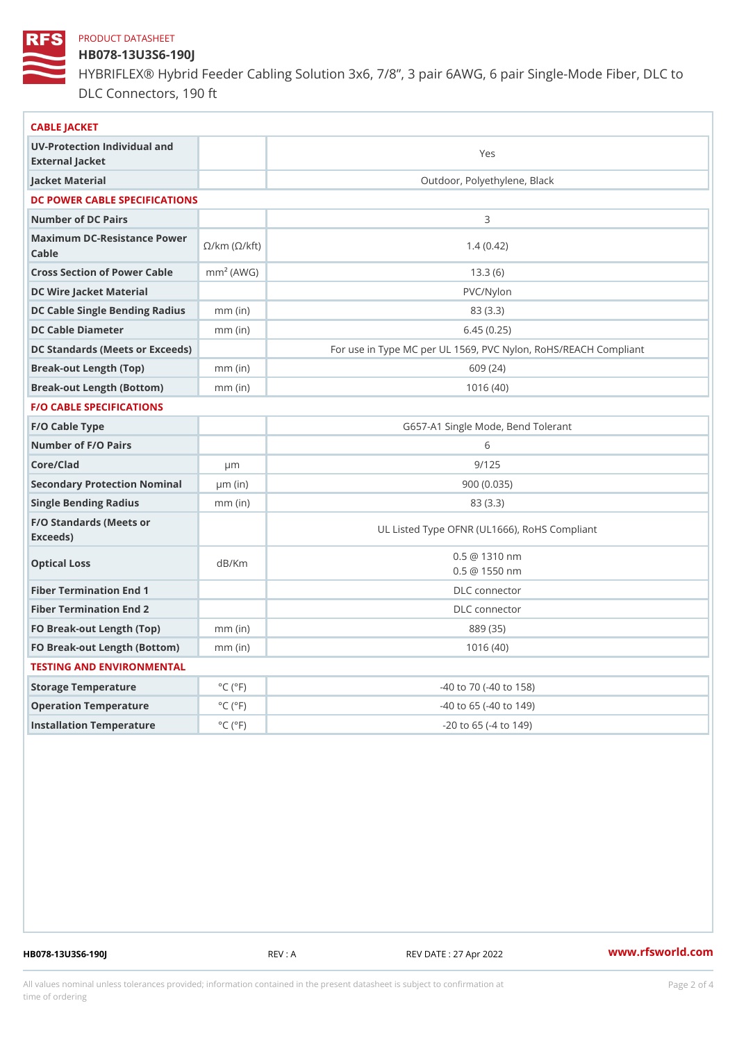PRODUCT DATASHEET

# HB078-13U3S6-190J

HYBRIFLEX® Hybrid Feeder Cabling Solution 3x6, 7/8”, 3 pair 6AWG, 6 pair Single-Mode Fiber, DLC to DLC Connectors, 190 ft

## CABLE JACKET

| | | |
|---|---|---|
| UV-Protection Individual and External Jacket | | Yes |
| Jacket Material | | Outdoor, Polyethylene, Black |

## DC POWER CABLE SPECIFICATIONS

| | | |
|---|---|---|
| Number of DC Pairs | | 3 |
| Maximum DC-Resistance Power Cable | Ω/km (Ω/kft) | 1.4 (0.42) |
| Cross Section of Power Cable | $mm^2$ (AWG) | 13.3 (6) |
| DC Wire Jacket Material | | PVC/Nylon |
| DC Cable Single Bending Radius | mm (in) | 83 (3.3) |
| DC Cable Diameter | mm (in) | 6.45 (0.25) |
| DC Standards (Meets or Exceeds) | | For use in Type MC per UL 1569, PVC Nylon, RoHS/REACH Compliant |
| Break-out Length (Top) | mm (in) | 609 (24) |
| Break-out Length (Bottom) | mm (in) | 1016 (40) |

## F/O CABLE SPECIFICATIONS

| | | |
|---|---|---|
| F/O Cable Type | | G657-A1 Single Mode, Bend Tolerant |
| Number of F/O Pairs | | 6 |
| Core/Clad | μm | 9/125 |
| Secondary Protection Nominal | μm (in) | 900 (0.035) |
| Single Bending Radius | mm (in) | 83 (3.3) |
| F/O Standards (Meets or Exceeds) | | UL Listed Type OFNR (UL1666), RoHS Compliant |
| Optical Loss | dB/Km | 0.5 @ 1310 nm<br>0.5 @ 1550 nm |
| Fiber Termination End 1 | | DLC connector |
| Fiber Termination End 2 | | DLC connector |
| FO Break-out Length (Top) | mm (in) | 889 (35) |
| FO Break-out Length (Bottom) | mm (in) | 1016 (40) |

## TESTING AND ENVIRONMENTAL

| | | |
|---|---|---|
| Storage Temperature | °C (°F) | -40 to 70 (-40 to 158) |
| Operation Temperature | °C (°F) | -40 to 65 (-40 to 149) |
| Installation Temperature | °C (°F) | -20 to 65 (-4 to 149) |

HB078-13U3S6-190J REV : A REV DATE : 27 Apr 2022 www.rfsworld.com

All values nominal unless tolerances provided; information contained in the present datasheet is subject to confirmation at time of ordering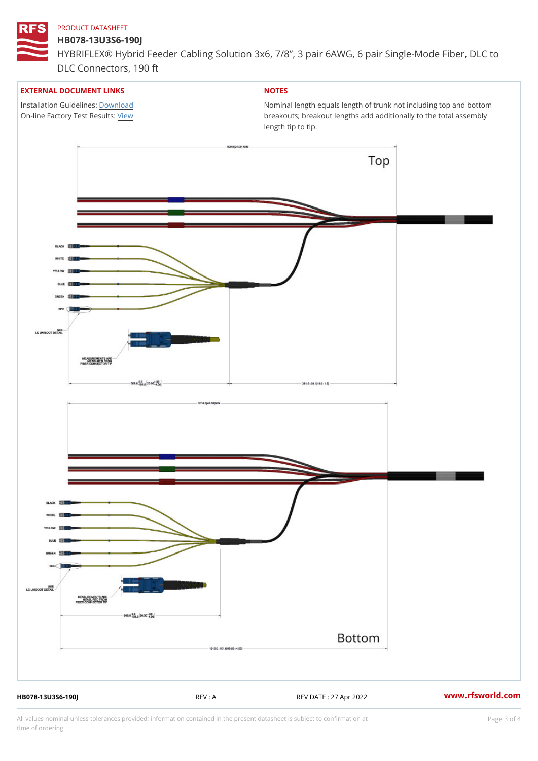PRODUCT DATASHEET

# HB078-13U3S6-190J

HYBRIFLEX® Hybrid Feeder Cabling Solution 3x6, 7/8”, 3 pair 6AWG, 6 pair Single-Mode Fiber, DLC to DLC Connectors, 190 ft

## EXTERNAL DOCUMENT LINKS

Installation Guidelines: Download
On-line Factory Test Results: View

## NOTES

Nominal length equals length of trunk not including top and bottom breakouts; breakout lengths add additionally to the total assembly length tip to tip.

609.6[24.00] MIN

Top

BLACK
WHITE
YELLOW
BLUE
GREEN
RED

SEE LC UNIBOOT DETAIL

MEASUREMENTS ARE MEASURED FROM FIBER CONNECTOR TIP

508.0 $^{0.0}_{-101.6}$ [20.00 $^{.00}_{-4.00}$]

381.0 : 38.1[15.0 : 1.5]

1016.0[40.00]MIN

BLACK
WHITE
YELLOW
BLUE
GREEN
RED

SEE LC UNIBOOT DETAIL

MEASUREMENTS ARE MEASURED FROM FIBER CONNECTOR TIP

508.0 $^{0.0}_{-101.6}$ [20.00 $^{.00}_{-4.00}$]

Bottom

1016.0 : 101.6[40.00 : 4.00]

HB078-13U3S6-190J REV : A REV DATE : 27 Apr 2022 www.rfsworld.com

All values nominal unless tolerances provided; information contained in the present datasheet is subject to confirmation at time of ordering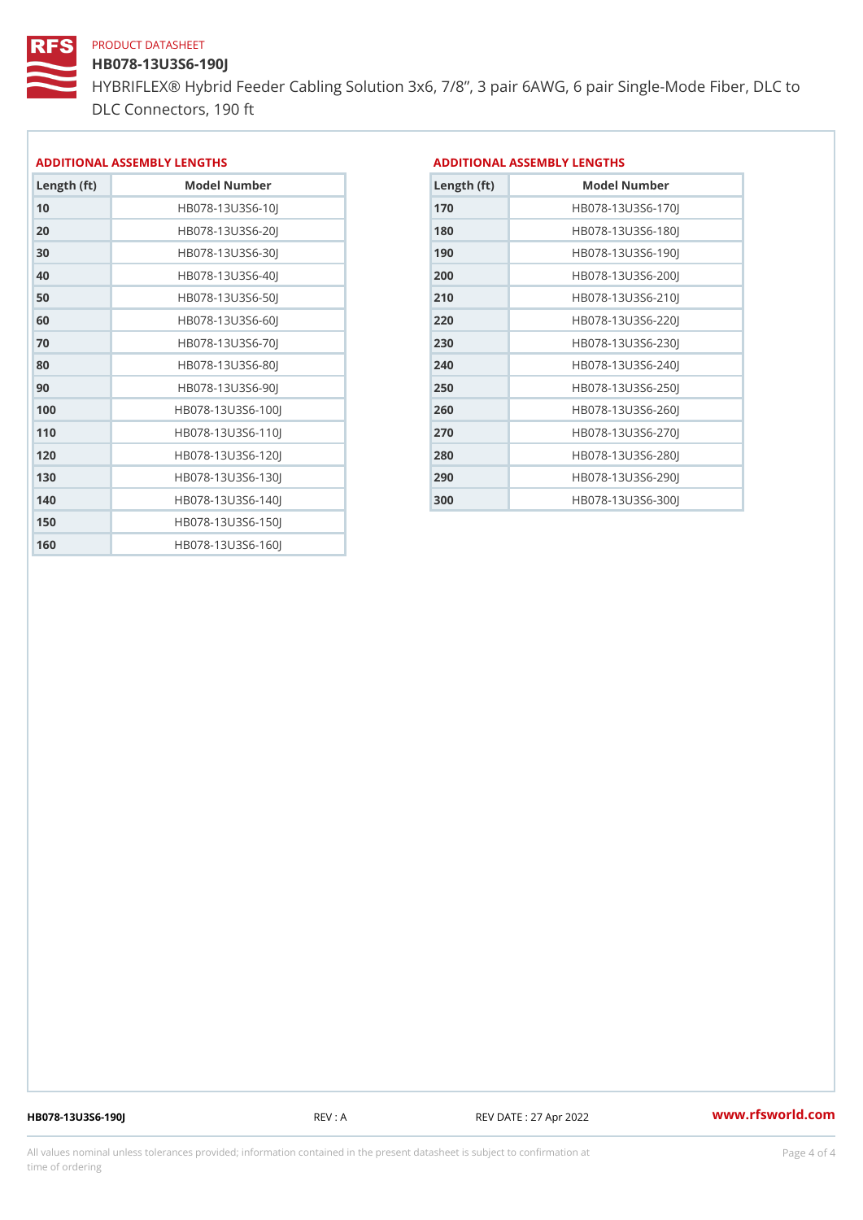PRODUCT DATASHEET

# HB078-13U3S6-190J

HYBRIFLEX® Hybrid Feeder Cabling Solution 3x6, 7/8”, 3 pair 6AWG, 6 pair Single-Mode Fiber, DLC to DLC Connectors, 190 ft

## ADDITIONAL ASSEMBLY LENGTHS

| Length (ft) | Model Number |
|---|---|
| 10 | HB078-13U3S6-10J |
| 20 | HB078-13U3S6-20J |
| 30 | HB078-13U3S6-30J |
| 40 | HB078-13U3S6-40J |
| 50 | HB078-13U3S6-50J |
| 60 | HB078-13U3S6-60J |
| 70 | HB078-13U3S6-70J |
| 80 | HB078-13U3S6-80J |
| 90 | HB078-13U3S6-90J |
| 100 | HB078-13U3S6-100J |
| 110 | HB078-13U3S6-110J |
| 120 | HB078-13U3S6-120J |
| 130 | HB078-13U3S6-130J |
| 140 | HB078-13U3S6-140J |
| 150 | HB078-13U3S6-150J |
| 160 | HB078-13U3S6-160J |

## ADDITIONAL ASSEMBLY LENGTHS

| Length (ft) | Model Number |
|---|---|
| 170 | HB078-13U3S6-170J |
| 180 | HB078-13U3S6-180J |
| 190 | HB078-13U3S6-190J |
| 200 | HB078-13U3S6-200J |
| 210 | HB078-13U3S6-210J |
| 220 | HB078-13U3S6-220J |
| 230 | HB078-13U3S6-230J |
| 240 | HB078-13U3S6-240J |
| 250 | HB078-13U3S6-250J |
| 260 | HB078-13U3S6-260J |
| 270 | HB078-13U3S6-270J |
| 280 | HB078-13U3S6-280J |
| 290 | HB078-13U3S6-290J |
| 300 | HB078-13U3S6-300J |

HB078-13U3S6-190J REV : A REV DATE : 27 Apr 2022 www.rfsworld.com

All values nominal unless tolerances provided; information contained in the present datasheet is subject to confirmation at time of ordering